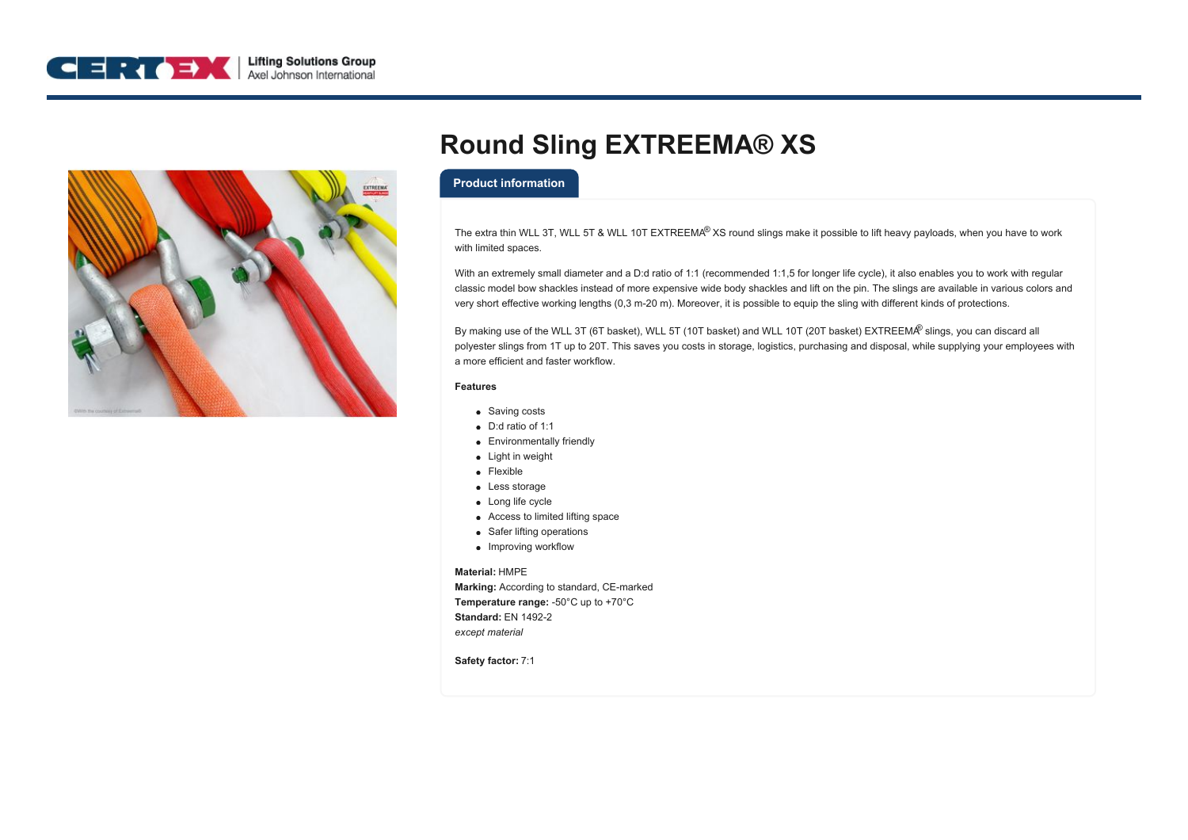# Round Sling EXTREEMA® XS

## Product information

The extra thin WLL 3T, WLL 5T & WLL 10T EXTREEMA® XS round slings make it possible to lift heavy payloads, when you have to work with limited spaces.

With an extremely small diameter and a D:d ratio of 1:1 (recommended 1:1,5 for longer life cycle), it also enables you to work with regular classic model bow shackles instead of more expensive wide body shackles and lift on the pin. The slings are available in various colors and very short effective working lengths (0,3 m-20 m). Moreover, it is possible to equip the sling with different kinds of protections.

By making use of the WLL 3T (6T basket), WLL 5T (10T basket) and WLL 10T (20T basket) EXTREEMA® slings, you can discard all polyester slings from 1T up to 20T. This saves you costs in storage, logistics, purchasing and disposal, while supplying your employees with a more efficient and faster workflow.

**Features**

- Saving costs
- D:d ratio of 1:1
- Environmentally friendly
- Light in weight
- Flexible
- Less storage
- Long life cycle
- Access to limited lifting space
- Safer lifting operations
- Improving workflow

**Material:** HMPE
**Marking:** According to standard, CE-marked
**Temperature range:** -50°C up to +70°C
**Standard:** EN 1492-2
*except material*

**Safety factor:** 7:1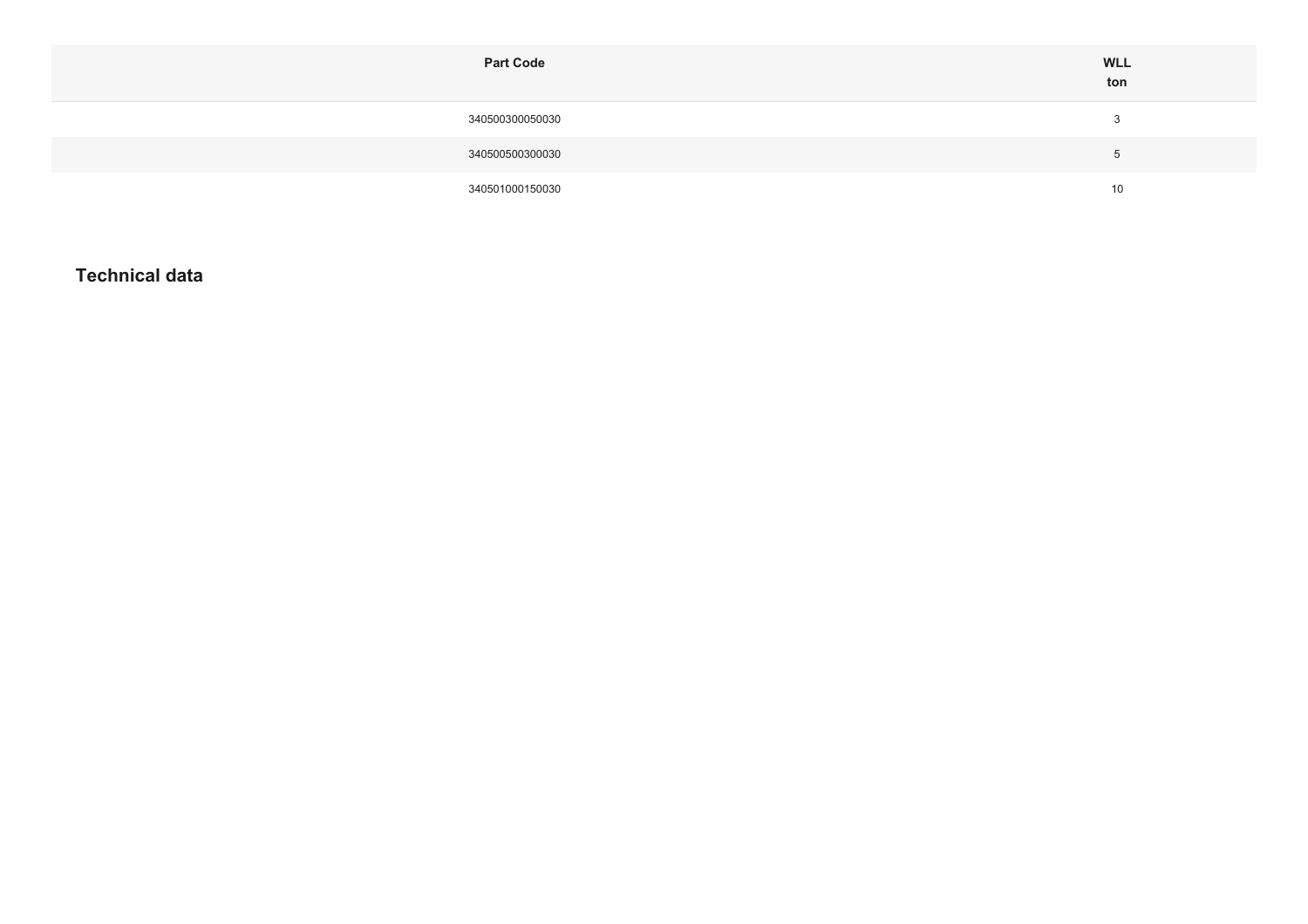| Part Code | WLL ton |
|---|---|
| 340500300050030 | 3 |
| 340500500300030 | 5 |
| 340501000150030 | 10 |

## Technical data